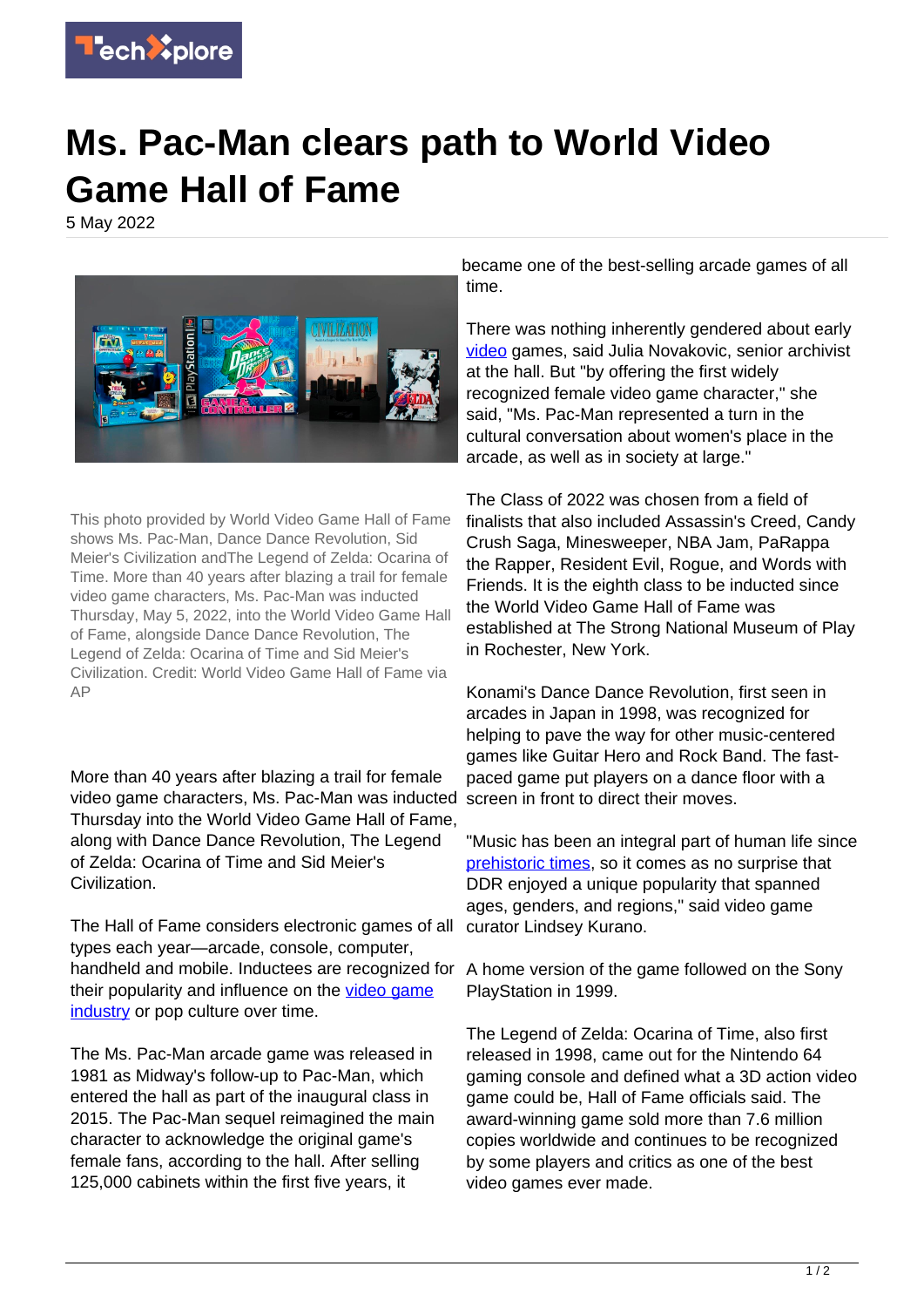# Ms. Pac-Man clears path to World Video Game Hall of Fame

5 May 2022

This photo provided by World Video Game Hall of Fame shows Ms. Pac-Man, Dance Dance Revolution, Sid Meier's Civilization andThe Legend of Zelda: Ocarina of Time. More than 40 years after blazing a trail for female video game characters, Ms. Pac-Man was inducted Thursday, May 5, 2022, into the World Video Game Hall of Fame, alongside Dance Dance Revolution, The Legend of Zelda: Ocarina of Time and Sid Meier's Civilization. Credit: World Video Game Hall of Fame via AP

More than 40 years after blazing a trail for female video game characters, Ms. Pac-Man was inducted Thursday into the World Video Game Hall of Fame, along with Dance Dance Revolution, The Legend of Zelda: Ocarina of Time and Sid Meier's Civilization.

The Hall of Fame considers electronic games of all types each year—arcade, console, computer, handheld and mobile. Inductees are recognized for their popularity and influence on the video game industry or pop culture over time.

The Ms. Pac-Man arcade game was released in 1981 as Midway's follow-up to Pac-Man, which entered the hall as part of the inaugural class in 2015. The Pac-Man sequel reimagined the main character to acknowledge the original game's female fans, according to the hall. After selling 125,000 cabinets within the first five years, it became one of the best-selling arcade games of all time.

There was nothing inherently gendered about early video games, said Julia Novakovic, senior archivist at the hall. But "by offering the first widely recognized female video game character," she said, "Ms. Pac-Man represented a turn in the cultural conversation about women's place in the arcade, as well as in society at large."

The Class of 2022 was chosen from a field of finalists that also included Assassin's Creed, Candy Crush Saga, Minesweeper, NBA Jam, PaRappa the Rapper, Resident Evil, Rogue, and Words with Friends. It is the eighth class to be inducted since the World Video Game Hall of Fame was established at The Strong National Museum of Play in Rochester, New York.

Konami's Dance Dance Revolution, first seen in arcades in Japan in 1998, was recognized for helping to pave the way for other music-centered games like Guitar Hero and Rock Band. The fast-paced game put players on a dance floor with a screen in front to direct their moves.

"Music has been an integral part of human life since prehistoric times, so it comes as no surprise that DDR enjoyed a unique popularity that spanned ages, genders, and regions," said video game curator Lindsey Kurano.

A home version of the game followed on the Sony PlayStation in 1999.

The Legend of Zelda: Ocarina of Time, also first released in 1998, came out for the Nintendo 64 gaming console and defined what a 3D action video game could be, Hall of Fame officials said. The award-winning game sold more than 7.6 million copies worldwide and continues to be recognized by some players and critics as one of the best video games ever made.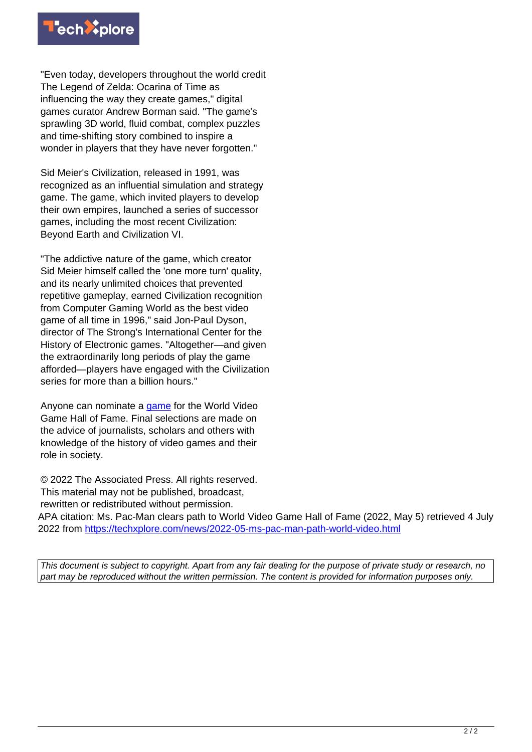"Even today, developers throughout the world credit The Legend of Zelda: Ocarina of Time as influencing the way they create games," digital games curator Andrew Borman said. "The game's sprawling 3D world, fluid combat, complex puzzles and time-shifting story combined to inspire a wonder in players that they have never forgotten."

Sid Meier's Civilization, released in 1991, was recognized as an influential simulation and strategy game. The game, which invited players to develop their own empires, launched a series of successor games, including the most recent Civilization: Beyond Earth and Civilization VI.

"The addictive nature of the game, which creator Sid Meier himself called the 'one more turn' quality, and its nearly unlimited choices that prevented repetitive gameplay, earned Civilization recognition from Computer Gaming World as the best video game of all time in 1996," said Jon-Paul Dyson, director of The Strong's International Center for the History of Electronic games. "Altogether—and given the extraordinarily long periods of play the game afforded—players have engaged with the Civilization series for more than a billion hours."

Anyone can nominate a [game](https://techxplore.com/tags/game/) for the World Video Game Hall of Fame. Final selections are made on the advice of journalists, scholars and others with knowledge of the history of video games and their role in society.

© 2022 The Associated Press. All rights reserved. This material may not be published, broadcast, rewritten or redistributed without permission.

APA citation: Ms. Pac-Man clears path to World Video Game Hall of Fame (2022, May 5) retrieved 4 July 2022 from https://techxplore.com/news/2022-05-ms-pac-man-path-world-video.html

*This document is subject to copyright. Apart from any fair dealing for the purpose of private study or research, no part may be reproduced without the written permission. The content is provided for information purposes only.*